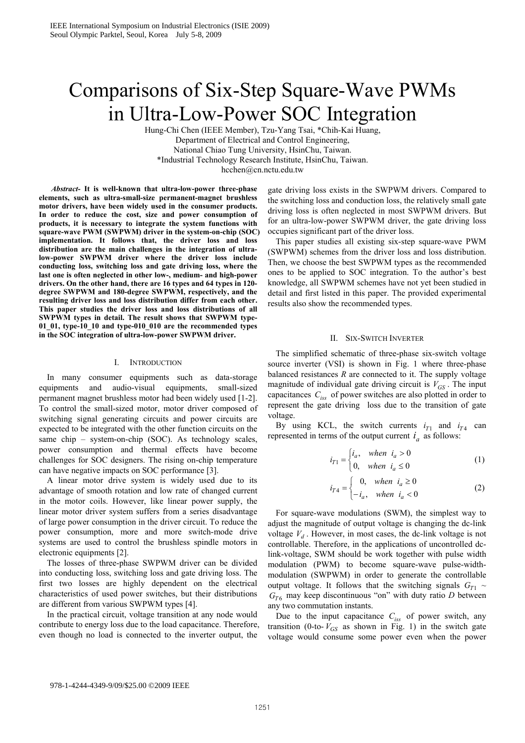# Comparisons of Six-Step Square-Wave PWMs in Ultra-Low-Power SOC Integration

Hung-Chi Chen (IEEE Member), Tzu-Yang Tsai, *Chih-Kai Huang,
Department of Electrical and Control Engineering,
National Chiao Tung University, HsinChu, Taiwan.
*Industrial Technology Research Institute, HsinChu, Taiwan.
hcchen@cn.nctu.edu.tw

***Abstract*- It is well-known that ultra-low-power three-phase elements, such as ultra-small-size permanent-magnet brushless motor drivers, have been widely used in the consumer products. In order to reduce the cost, size and power consumption of products, it is necessary to integrate the system functions with square-wave PWM (SWPWM) driver in the system-on-chip (SOC) implementation. It follows that, the driver loss and loss distribution are the main challenges in the integration of ultra-low-power SWPWM driver where the driver loss include conducting loss, switching loss and gate driving loss, where the last one is often neglected in other low-, medium- and high-power drivers. On the other hand, there are 16 types and 64 types in 120-degree SWPWM and 180-degree SWPWM, respectively, and the resulting driver loss and loss distribution differ from each other. This paper studies the driver loss and loss distributions of all SWPWM types in detail. The result shows that SWPWM type-01_01, type-10_10 and type-010_010 are the recommended types in the SOC integration of ultra-low-power SWPWM driver.**

## I. INTRODUCTION

In many consumer equipments such as data-storage equipments and audio-visual equipments, small-sized permanent magnet brushless motor had been widely used [1-2]. To control the small-sized motor, motor driver composed of switching signal generating circuits and power circuits are expected to be integrated with the other function circuits on the same chip – system-on-chip (SOC). As technology scales, power consumption and thermal effects have become challenges for SOC designers. The rising on-chip temperature can have negative impacts on SOC performance [3].

A linear motor drive system is widely used due to its advantage of smooth rotation and low rate of changed current in the motor coils. However, like linear power supply, the linear motor driver system suffers from a series disadvantage of large power consumption in the driver circuit. To reduce the power consumption, more and more switch-mode drive systems are used to control the brushless spindle motors in electronic equipments [2].

The losses of three-phase SWPWM driver can be divided into conducting loss, switching loss and gate driving loss. The first two losses are highly dependent on the electrical characteristics of used power switches, but their distributions are different from various SWPWM types [4].

In the practical circuit, voltage transition at any node would contribute to energy loss due to the load capacitance. Therefore, even though no load is connected to the inverter output, the gate driving loss exists in the SWPWM drivers. Compared to the switching loss and conduction loss, the relatively small gate driving loss is often neglected in most SWPWM drivers. But for an ultra-low-power SWPWM driver, the gate driving loss occupies significant part of the driver loss.

This paper studies all existing six-step square-wave PWM (SWPWM) schemes from the driver loss and loss distribution. Then, we choose the best SWPWM types as the recommended ones to be applied to SOC integration. To the author's best knowledge, all SWPWM schemes have not yet been studied in detail and first listed in this paper. The provided experimental results also show the recommended types.

## II. SIX-SWITCH INVERTER

The simplified schematic of three-phase six-switch voltage source inverter (VSI) is shown in Fig. 1 where three-phase balanced resistances $R$ are connected to it. The supply voltage magnitude of individual gate driving circuit is $V_{GS}$. The input capacitances $C_{iss}$ of power switches are also plotted in order to represent the gate driving loss due to the transition of gate voltage.

By using KCL, the switch currents $i_{T1}$ and $i_{T4}$ can represented in terms of the output current $i_a$ as follows:

$$i_{T1} = \begin{cases} i_a, & when\ \ i_a > 0 \\ 0, & when\ \ i_a \le 0 \end{cases} \tag{1}$$

$$i_{T4} = \begin{cases} 0, & when\ \ i_a \ge 0 \\ -i_a, & when\ \ i_a < 0 \end{cases} \tag{2}$$

For square-wave modulations (SWM), the simplest way to adjust the magnitude of output voltage is changing the dc-link voltage $V_d$. However, in most cases, the dc-link voltage is not controllable. Therefore, in the applications of uncontrolled dc-link-voltage, SWM should be work together with pulse width modulation (PWM) to become square-wave pulse-width-modulation (SWPWM) in order to generate the controllable output voltage. It follows that the switching signals $G_{T1}$ ~ $G_{T6}$ may keep discontinuous "on" with duty ratio $D$ between any two commutation instants.

Due to the input capacitance $C_{iss}$ of power switch, any transition (0-to-$V_{GS}$ as shown in Fig. 1) in the switch gate voltage would consume some power even when the power

978-1-4244-4349-9/09/$25.00 ©2009 IEEE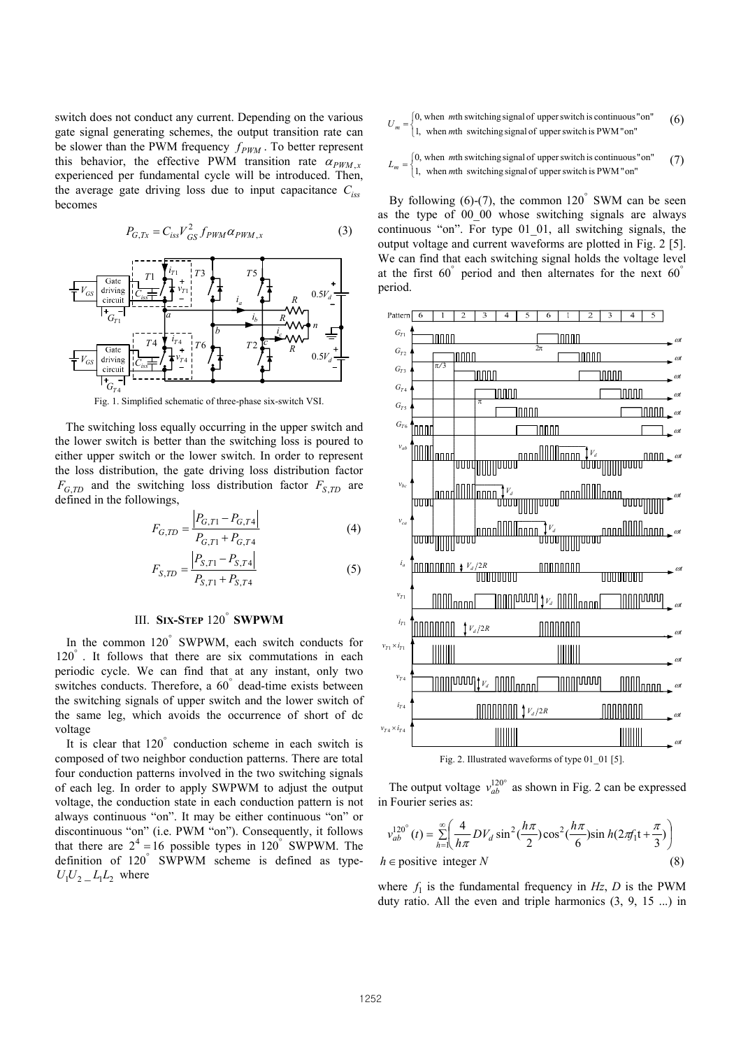switch does not conduct any current. Depending on the various gate signal generating schemes, the output transition rate can be slower than the PWM frequency $f_{PWM}$. To better represent this behavior, the effective PWM transition rate $\alpha_{PWM,x}$ experienced per fundamental cycle will be introduced. Then, the average gate driving loss due to input capacitance $C_{iss}$ becomes

$$P_{G,Tx} = C_{iss} V_{GS}^2 f_{PWM} \alpha_{PWM,x} \tag{3}$$

Fig. 1. Simplified schematic of three-phase six-switch VSI.

The switching loss equally occurring in the upper switch and the lower switch is better than the switching loss is poured to either upper switch or the lower switch. In order to represent the loss distribution, the gate driving loss distribution factor $F_{G,TD}$ and the switching loss distribution factor $F_{S,TD}$ are defined in the followings,

$$F_{G,TD} = \frac{|P_{G,T1} - P_{G,T4}|}{P_{G,T1} + P_{G,T4}} \tag{4}$$

$$F_{S,TD} = \frac{|P_{S,T1} - P_{S,T4}|}{P_{S,T1} + P_{S,T4}} \tag{5}$$

## III. SIX-STEP 120° SWPWM

In the common 120° SWPWM, each switch conducts for 120°. It follows that there are six commutations in each periodic cycle. We can find that at any instant, only two switches conducts. Therefore, a 60° dead-time exists between the switching signals of upper switch and the lower switch of the same leg, which avoids the occurrence of short of dc voltage

It is clear that 120° conduction scheme in each switch is composed of two neighbor conduction patterns. There are total four conduction patterns involved in the two switching signals of each leg. In order to apply SWPWM to adjust the output voltage, the conduction state in each conduction pattern is not always continuous "on". It may be either continuous "on" or discontinuous "on" (i.e. PWM "on"). Consequently, it follows that there are $2^4 = 16$ possible types in 120° SWPWM. The definition of 120° SWPWM scheme is defined as type-$U_1U_2\_L_1L_2$ where

$$U_m = \begin{cases} 0, & \text{when } m\text{th switching signal of upper switch is continuous "on"} \\ 1, & \text{when } m\text{th switching signal of upper switch is PWM "on"} \end{cases} \tag{6}$$

$$L_m = \begin{cases} 0, & \text{when } m\text{th switching signal of upper switch is continuous "on"} \\ 1, & \text{when } m\text{th switching signal of upper switch is PWM "on"} \end{cases} \tag{7}$$

By following (6)-(7), the common 120° SWM can be seen as the type of 00_00 whose switching signals are always continuous "on". For type 01_01, all switching signals, the output voltage and current waveforms are plotted in Fig. 2 [5]. We can find that each switching signal holds the voltage level at the first 60° period and then alternates for the next 60° period.

Fig. 2. Illustrated waveforms of type 01_01 [5].

The output voltage $v_{ab}^{120^\circ}$ as shown in Fig. 2 can be expressed in Fourier series as:

$$v_{ab}^{120^\circ}(t) = \sum_{h=1}^{\infty}\left(\frac{4}{h\pi} D V_d \sin^2\left(\frac{h\pi}{2}\right)\cos^2\left(\frac{h\pi}{6}\right)\sin h\left(2\pi f_1 t + \frac{\pi}{3}\right)\right)$$

$$h \in \text{positive integer } N \tag{8}$$

where $f_1$ is the fundamental frequency in $Hz$, $D$ is the PWM duty ratio. All the even and triple harmonics (3, 9, 15 ...) in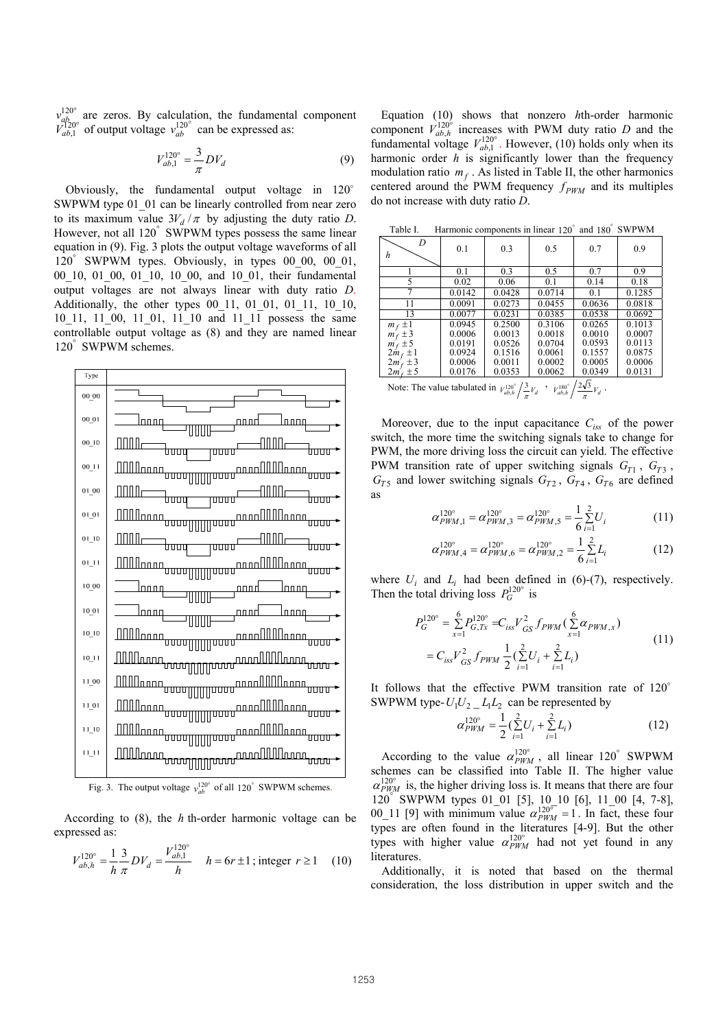$v_{ab}^{120^\circ}$ are zeros. By calculation, the fundamental component $V_{ab,1}^{120^\circ}$ of output voltage $v_{ab}^{120^\circ}$ can be expressed as:

$$V_{ab,1}^{120^\circ} = \frac{3}{\pi} D V_d \tag{9}$$

Obviously, the fundamental output voltage in $120^\circ$ SWPWM type 01_01 can be linearly controlled from near zero to its maximum value $3V_d/\pi$ by adjusting the duty ratio $D$. However, not all $120^\circ$ SWPWM types possess the same linear equation in (9). Fig. 3 plots the output voltage waveforms of all $120^\circ$ SWPWM types. Obviously, in types 00_00, 00_01, 00_10, 01_00, 01_10, 10_00, and 10_01, their fundamental output voltages are not always linear with duty ratio $D$. Additionally, the other types 00_11, 01_01, 01_11, 10_10, 10_11, 11_00, 11_01, 11_10 and 11_11 possess the same controllable output voltage as (8) and they are named linear $120^\circ$ SWPWM schemes.

Fig. 3. The output voltage $v_{ab}^{120^\circ}$ of all $120^\circ$ SWPWM schemes.

According to (8), the $h$ th-order harmonic voltage can be expressed as:

$$V_{ab,h}^{120^\circ} = \frac{1}{h}\frac{3}{\pi} D V_d = \frac{V_{ab,1}^{120^\circ}}{h} \quad h = 6r \pm 1\text{; integer } r \geq 1 \tag{10}$$

Equation (10) shows that nonzero $h$th-order harmonic component $V_{ab,h}^{120^\circ}$ increases with PWM duty ratio $D$ and the fundamental voltage $V_{ab,1}^{120^\circ}$. However, (10) holds only when its harmonic order $h$ is significantly lower than the frequency modulation ratio $m_f$. As listed in Table II, the other harmonics centered around the PWM frequency $f_{PWM}$ and its multiples do not increase with duty ratio $D$.

Table I. Harmonic components in linear $120^\circ$ and $180^\circ$ SWPWM

| $h$ \ $D$ | 0.1 | 0.3 | 0.5 | 0.7 | 0.9 |
|---|---|---|---|---|---|
| 1 | 0.1 | 0.3 | 0.5 | 0.7 | 0.9 |
| 5 | 0.02 | 0.06 | 0.1 | 0.14 | 0.18 |
| 7 | 0.0142 | 0.0428 | 0.0714 | 0.1 | 0.1285 |
| 11 | 0.0091 | 0.0273 | 0.0455 | 0.0636 | 0.0818 |
| 13 | 0.0077 | 0.0231 | 0.0385 | 0.0538 | 0.0692 |
| $m_f \pm 1$ | 0.0945 | 0.2500 | 0.3106 | 0.0265 | 0.1013 |
| $m_f \pm 3$ | 0.0006 | 0.0013 | 0.0018 | 0.0010 | 0.0007 |
| $m_f \pm 5$ | 0.0191 | 0.0526 | 0.0704 | 0.0593 | 0.0113 |
| $2m_f \pm 1$ | 0.0924 | 0.1516 | 0.0061 | 0.1557 | 0.0875 |
| $2m_f \pm 3$ | 0.0006 | 0.0011 | 0.0002 | 0.0005 | 0.0006 |
| $2m_f \pm 5$ | 0.0176 | 0.0353 | 0.0062 | 0.0349 | 0.0131 |

Note: The value tabulated in $V_{ab,h}^{120^\circ}\Big/\frac{3}{\pi}V_d$ , $V_{ab,h}^{180^\circ}\Big/\frac{2\sqrt{3}}{\pi}V_d$ .

Moreover, due to the input capacitance $C_{iss}$ of the power switch, the more time the switching signals take to change for PWM, the more driving loss the circuit can yield. The effective PWM transition rate of upper switching signals $G_{T1}$, $G_{T3}$, $G_{T5}$ and lower switching signals $G_{T2}$, $G_{T4}$, $G_{T6}$ are defined as

$$\alpha_{PWM,1}^{120^\circ} = \alpha_{PWM,3}^{120^\circ} = \alpha_{PWM,5}^{120^\circ} = \frac{1}{6}\sum_{i=1}^{2} U_i \tag{11}$$

$$\alpha_{PWM,4}^{120^\circ} = \alpha_{PWM,6}^{120^\circ} = \alpha_{PWM,2}^{120^\circ} = \frac{1}{6}\sum_{i=1}^{2} L_i \tag{12}$$

where $U_i$ and $L_i$ had been defined in (6)-(7), respectively. Then the total driving loss $P_G^{120^\circ}$ is

$$\begin{aligned} P_G^{120^\circ} &= \sum_{x=1}^{6} P_{G,Tx}^{120^\circ} = C_{iss} V_{GS}^2 f_{PWM} \left(\sum_{x=1}^{6} \alpha_{PWM,x}\right) \\ &= C_{iss} V_{GS}^2 f_{PWM} \frac{1}{2}\left(\sum_{i=1}^{2} U_i + \sum_{i=1}^{2} L_i\right) \end{aligned} \tag{11}$$

It follows that the effective PWM transition rate of $120^\circ$ SWPWM type-$U_1U_2\_L_1L_2$ can be represented by

$$\alpha_{PWM}^{120^\circ} = \frac{1}{2}\left(\sum_{i=1}^{2} U_i + \sum_{i=1}^{2} L_i\right) \tag{12}$$

According to the value $\alpha_{PWM}^{120^\circ}$, all linear $120^\circ$ SWPWM schemes can be classified into Table II. The higher value $\alpha_{PWM}^{120^\circ}$ is, the higher driving loss is. It means that there are four $120^\circ$ SWPWM types 01_01 [5], 10_10 [6], 11_00 [4, 7-8], 00_11 [9] with minimum value $\alpha_{PWM}^{120^\circ} = 1$. In fact, these four types are often found in the literatures [4-9]. But the other types with higher value $\alpha_{PWM}^{120^\circ}$ had not yet found in any literatures.

Additionally, it is noted that based on the thermal consideration, the loss distribution in upper switch and the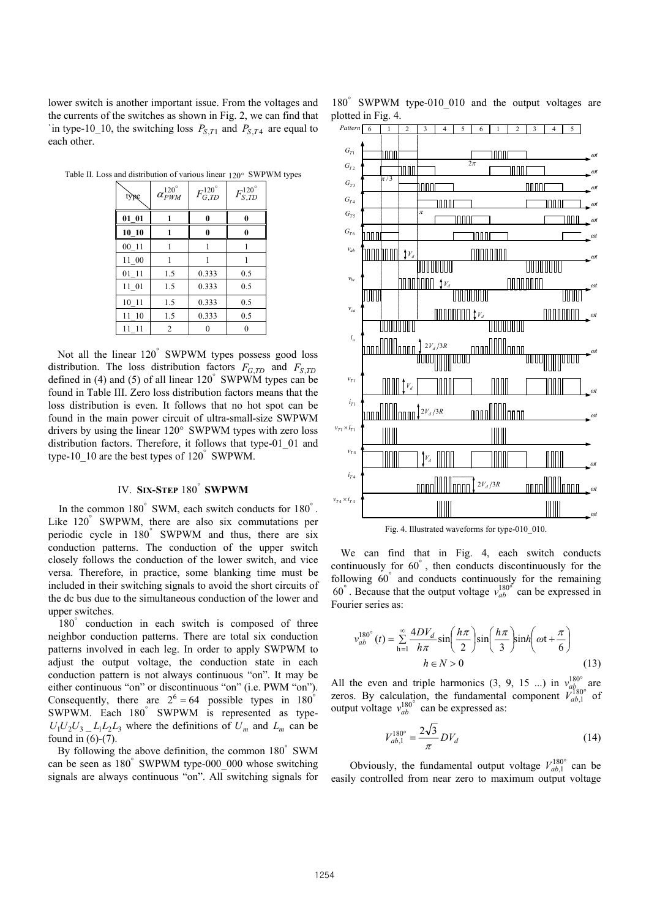lower switch is another important issue. From the voltages and the currents of the switches as shown in Fig. 2, we can find that `in type-10_10, the switching loss $P_{S,T1}$ and $P_{S,T4}$ are equal to each other.

Table II. Loss and distribution of various linear $120°$ SWPWM types

| type | $\alpha_{PWM}^{120°}$ | $F_{G,TD}^{120°}$ | $F_{S,TD}^{120°}$ |
|---|---|---|---|
| **01_01** | **1** | **0** | **0** |
| **10_10** | **1** | **0** | **0** |
| 00_11 | 1 | 1 | 1 |
| 11_00 | 1 | 1 | 1 |
| 01_11 | 1.5 | 0.333 | 0.5 |
| 11_01 | 1.5 | 0.333 | 0.5 |
| 10_11 | 1.5 | 0.333 | 0.5 |
| 11_10 | 1.5 | 0.333 | 0.5 |
| 11_11 | 2 | 0 | 0 |

Not all the linear $120^{\circ}$ SWPWM types possess good loss distribution. The loss distribution factors $F_{G,TD}$ and $F_{S,TD}$ defined in (4) and (5) of all linear $120^{\circ}$ SWPWM types can be found in Table III. Zero loss distribution factors means that the loss distribution is even. It follows that no hot spot can be found in the main power circuit of ultra-small-size SWPWM drivers by using the linear 120° SWPWM types with zero loss distribution factors. Therefore, it follows that type-01_01 and type-10_10 are the best types of $120^{\circ}$ SWPWM.

## IV. SIX-STEP $180^{\circ}$ SWPWM

In the common $180^{\circ}$ SWM, each switch conducts for $180^{\circ}$. Like $120^{\circ}$ SWPWM, there are also six commutations per periodic cycle in $180^{\circ}$ SWPWM and thus, there are six conduction patterns. The conduction of the upper switch closely follows the conduction of the lower switch, and vice versa. Therefore, in practice, some blanking time must be included in their switching signals to avoid the short circuits of the dc bus due to the simultaneous conduction of the lower and upper switches.

$180^{\circ}$ conduction in each switch is composed of three neighbor conduction patterns. There are total six conduction patterns involved in each leg. In order to apply SWPWM to adjust the output voltage, the conduction state in each conduction pattern is not always continuous "on". It may be either continuous "on" or discontinuous "on" (i.e. PWM "on"). Consequently, there are $2^6 = 64$ possible types in $180^{\circ}$ SWPWM. Each $180^{\circ}$ SWPWM is represented as type-$U_1U_2U_3\_L_1L_2L_3$ where the definitions of $U_m$ and $L_m$ can be found in (6)-(7).

By following the above definition, the common $180^{\circ}$ SWM can be seen as $180^{\circ}$ SWPWM type-000_000 whose switching signals are always continuous "on". All switching signals for $180^{\circ}$ SWPWM type-010_010 and the output voltages are plotted in Fig. 4.

Fig. 4. Illustrated waveforms for type-010_010.

We can find that in Fig. 4, each switch conducts continuously for $60^{\circ}$, then conducts discontinuously for the following $60^{\circ}$ and conducts continuously for the remaining $60^{\circ}$. Because that the output voltage $v_{ab}^{180^{\circ}}$ can be expressed in Fourier series as:

$$v_{ab}^{180^{\circ}}(t) = \sum_{h=1}^{\infty} \frac{4DV_d}{h\pi} \sin\left(\frac{h\pi}{2}\right) \sin\left(\frac{h\pi}{3}\right) \sin h\left(\omega t + \frac{\pi}{6}\right)$$
$$h \in N > 0 \tag{13}$$

All the even and triple harmonics (3, 9, 15 ...) in $v_{ab}^{180^{\circ}}$ are zeros. By calculation, the fundamental component $V_{ab,1}^{180^{\circ}}$ of output voltage $v_{ab}^{180^{\circ}}$ can be expressed as:

$$V_{ab,1}^{180^{\circ}} = \frac{2\sqrt{3}}{\pi} DV_d \tag{14}$$

Obviously, the fundamental output voltage $V_{ab,1}^{180^{\circ}}$ can be easily controlled from near zero to maximum output voltage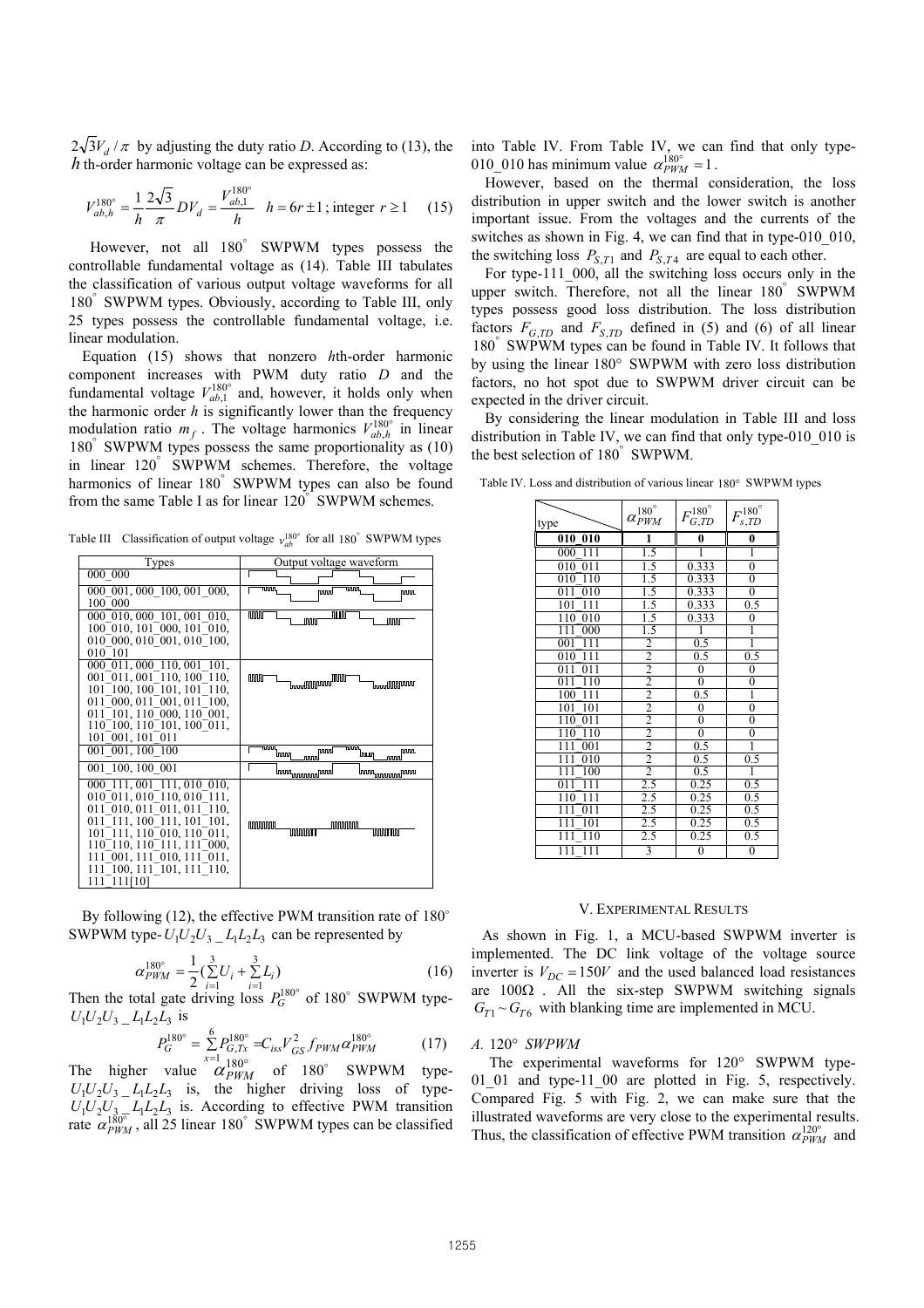$2\sqrt{3}V_d/\pi$ by adjusting the duty ratio $D$. According to (13), the $h$ th-order harmonic voltage can be expressed as:

$$V_{ab,h}^{180^\circ} = \frac{1}{h}\frac{2\sqrt{3}}{\pi}DV_d = \frac{V_{ab,1}^{180^\circ}}{h} \quad h = 6r \pm 1 \text{; integer } r \geq 1 \quad (15)$$

However, not all $180^\circ$ SWPWM types possess the controllable fundamental voltage as (14). Table III tabulates the classification of various output voltage waveforms for all $180^\circ$ SWPWM types. Obviously, according to Table III, only 25 types possess the controllable fundamental voltage, i.e. linear modulation.

Equation (15) shows that nonzero $h$th-order harmonic component increases with PWM duty ratio $D$ and the fundamental voltage $V_{ab,1}^{180^\circ}$ and, however, it holds only when the harmonic order $h$ is significantly lower than the frequency modulation ratio $m_f$. The voltage harmonics $V_{ab,h}^{180^\circ}$ in linear $180^\circ$ SWPWM types possess the same proportionality as (10) in linear $120^\circ$ SWPWM schemes. Therefore, the voltage harmonics of linear $180^\circ$ SWPWM types can also be found from the same Table I as for linear $120^\circ$ SWPWM schemes.

Table III Classification of output voltage $v_{ab}^{180^\circ}$ for all $180^\circ$ SWPWM types

| Types | Output voltage waveform |
|---|---|
| 000_000 | |
| 000_001, 000_100, 001_000, 100_000 | |
| 000_010, 000_101, 001_010, 100_010, 101_000, 101_010, 010_000, 010_001, 010_100, 010_101 | |
| 000_011, 000_110, 001_101, 001_011, 001_110, 100_110, 101_100, 100_101, 101_110, 011_000, 011_001, 011_100, 011_101, 110_000, 110_001, 110_100, 110_101, 100_011, 101_001, 101_011 | |
| 001_001, 100_100 | |
| 001_100, 100_001 | |
| 000_111, 001_111, 010_010, 010_011, 010_110, 010_111, 011_010, 011_011, 011_110, 011_111, 100_111, 101_101, 101_111, 110_010, 110_011, 110_110, 110_111, 111_000, 111_001, 111_010, 111_011, 111_100, 111_101, 111_110, 111_111[10] | |

By following (12), the effective PWM transition rate of $180^\circ$ SWPWM type-$U_1U_2U_3\_L_1L_2L_3$ can be represented by

$$\alpha_{PWM}^{180^\circ} = \frac{1}{2}\left(\sum_{i=1}^{3}U_i + \sum_{i=1}^{3}L_i\right) \quad (16)$$

Then the total gate driving loss $P_G^{180^\circ}$ of $180^\circ$ SWPWM type-$U_1U_2U_3\_L_1L_2L_3$ is

$$P_G^{180^\circ} = \sum_{x=1}^{6}P_{G,Tx}^{180^\circ} = C_{iss}V_{GS}^2 f_{PWM}\alpha_{PWM}^{180^\circ} \quad (17)$$

The higher value $\alpha_{PWM}^{180^\circ}$ of $180^\circ$ SWPWM type-$U_1U_2U_3\_L_1L_2L_3$ is, the higher driving loss of type-$U_1U_2U_3\_L_1L_2L_3$ is. According to effective PWM transition rate $\alpha_{PWM}^{180^\circ}$, all 25 linear $180^\circ$ SWPWM types can be classified into Table IV. From Table IV, we can find that only type-010_010 has minimum value $\alpha_{PWM}^{180^\circ} = 1$.

However, based on the thermal consideration, the loss distribution in upper switch and the lower switch is another important issue. From the voltages and the currents of the switches as shown in Fig. 4, we can find that in type-010_010, the switching loss $P_{S,T1}$ and $P_{S,T4}$ are equal to each other.

For type-111_000, all the switching loss occurs only in the upper switch. Therefore, not all the linear $180^\circ$ SWPWM types possess good loss distribution. The loss distribution factors $F_{G,TD}$ and $F_{S,TD}$ defined in (5) and (6) of all linear $180^\circ$ SWPWM types can be found in Table IV. It follows that by using the linear 180° SWPWM with zero loss distribution factors, no hot spot due to SWPWM driver circuit can be expected in the driver circuit.

By considering the linear modulation in Table III and loss distribution in Table IV, we can find that only type-010_010 is the best selection of $180^\circ$ SWPWM.

Table IV. Loss and distribution of various linear $180^\circ$ SWPWM types

| type | $\alpha_{PWM}^{180^\circ}$ | $F_{G,TD}^{180^\circ}$ | $F_{s,TD}^{180^\circ}$ |
|---|---|---|---|
| **010_010** | **1** | **0** | **0** |
| 000_111 | 1.5 | 1 | 1 |
| 010_011 | 1.5 | 0.333 | 0 |
| 010_110 | 1.5 | 0.333 | 0 |
| 011_010 | 1.5 | 0.333 | 0 |
| 101_111 | 1.5 | 0.333 | 0.5 |
| 110_010 | 1.5 | 0.333 | 0 |
| 111_000 | 1.5 | 1 | 1 |
| 001_111 | 2 | 0.5 | 1 |
| 010_111 | 2 | 0.5 | 0.5 |
| 011_011 | 2 | 0 | 0 |
| 011_110 | 2 | 0 | 0 |
| 100_111 | 2 | 0.5 | 1 |
| 101_101 | 2 | 0 | 0 |
| 110_011 | 2 | 0 | 0 |
| 110_110 | 2 | 0 | 0 |
| 111_001 | 2 | 0.5 | 1 |
| 111_010 | 2 | 0.5 | 0.5 |
| 111_100 | 2 | 0.5 | 1 |
| 011_111 | 2.5 | 0.25 | 0.5 |
| 110_111 | 2.5 | 0.25 | 0.5 |
| 111_011 | 2.5 | 0.25 | 0.5 |
| 111_101 | 2.5 | 0.25 | 0.5 |
| 111_110 | 2.5 | 0.25 | 0.5 |
| 111_111 | 3 | 0 | 0 |

## V. Experimental Results

As shown in Fig. 1, a MCU-based SWPWM inverter is implemented. The DC link voltage of the voltage source inverter is $V_{DC} = 150V$ and the used balanced load resistances are $100\Omega$. All the six-step SWPWM switching signals $G_{T1} \sim G_{T6}$ with blanking time are implemented in MCU.

### *A. 120° SWPWM*

The experimental waveforms for 120° SWPWM type-01_01 and type-11_00 are plotted in Fig. 5, respectively. Compared Fig. 5 with Fig. 2, we can make sure that the illustrated waveforms are very close to the experimental results. Thus, the classification of effective PWM transition $\alpha_{PWM}^{120^\circ}$ and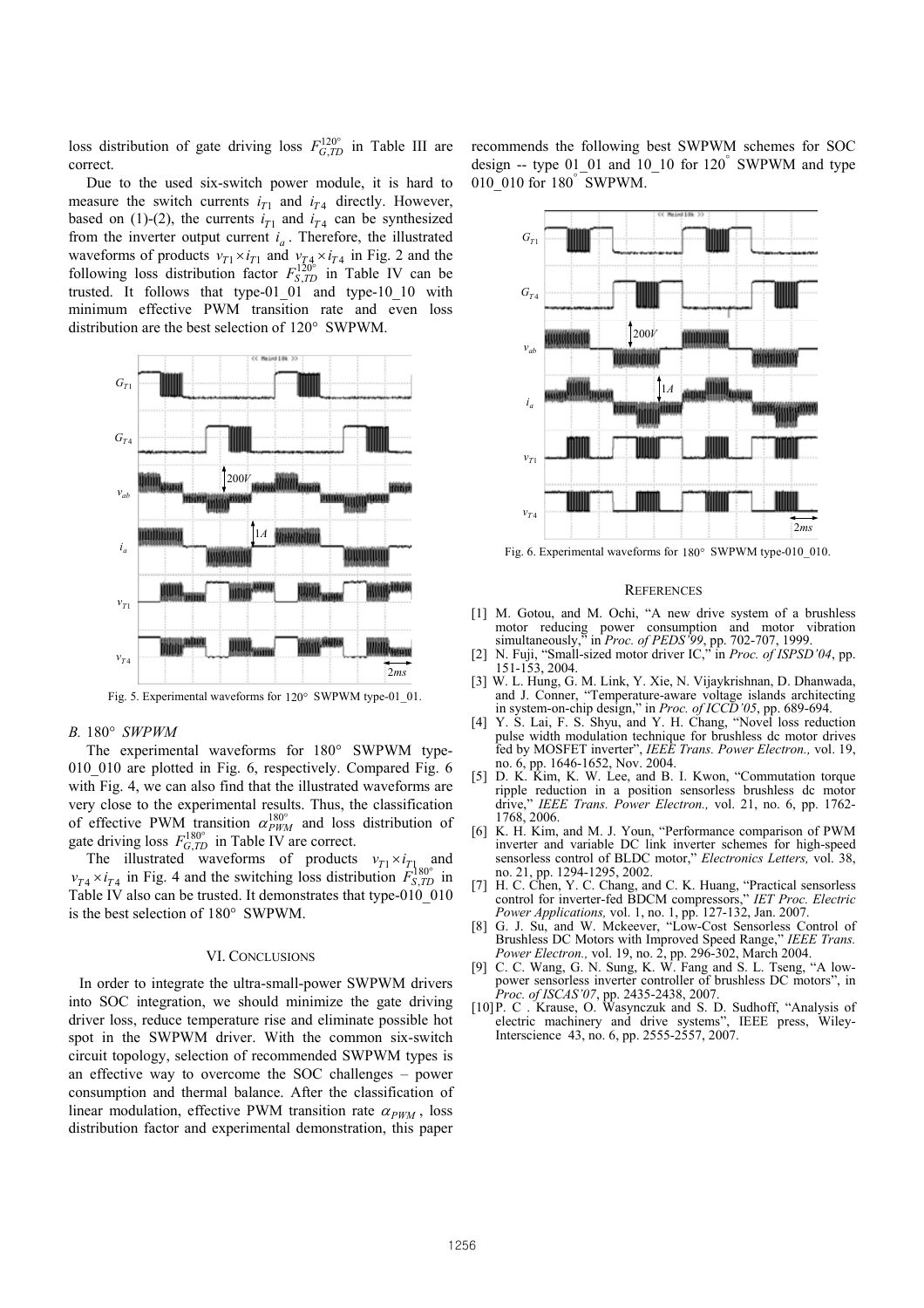loss distribution of gate driving loss $F_{G,TD}^{120°}$ in Table III are correct.

Due to the used six-switch power module, it is hard to measure the switch currents $i_{T1}$ and $i_{T4}$ directly. However, based on (1)-(2), the currents $i_{T1}$ and $i_{T4}$ can be synthesized from the inverter output current $i_a$. Therefore, the illustrated waveforms of products $v_{T1} \times i_{T1}$ and $v_{T4} \times i_{T4}$ in Fig. 2 and the following loss distribution factor $F_{S,TD}^{120°}$ in Table IV can be trusted. It follows that type-01_01 and type-10_10 with minimum effective PWM transition rate and even loss distribution are the best selection of 120° SWPWM.

$G_{T1}$

$G_{T4}$

$v_{ab}$

200$V$

$i_a$

1$A$

$v_{T1}$

$v_{T4}$

2$ms$

Fig. 5. Experimental waveforms for 120° SWPWM type-01_01.

### *B.* 180° *SWPWM*

The experimental waveforms for 180° SWPWM type-010_010 are plotted in Fig. 6, respectively. Compared Fig. 6 with Fig. 4, we can also find that the illustrated waveforms are very close to the experimental results. Thus, the classification of effective PWM transition $\alpha_{PWM}^{180°}$ and loss distribution of gate driving loss $F_{G,TD}^{180°}$ in Table IV are correct.

The illustrated waveforms of products $v_{T1} \times i_{T1}$ and $v_{T4} \times i_{T4}$ in Fig. 4 and the switching loss distribution $F_{S,TD}^{180°}$ in Table IV also can be trusted. It demonstrates that type-010_010 is the best selection of 180° SWPWM.

## VI. Conclusions

In order to integrate the ultra-small-power SWPWM drivers into SOC integration, we should minimize the gate driving driver loss, reduce temperature rise and eliminate possible hot spot in the SWPWM driver. With the common six-switch circuit topology, selection of recommended SWPWM types is an effective way to overcome the SOC challenges – power consumption and thermal balance. After the classification of linear modulation, effective PWM transition rate $\alpha_{PWM}$, loss distribution factor and experimental demonstration, this paper recommends the following best SWPWM schemes for SOC design -- type 01_01 and 10_10 for 120° SWPWM and type 010_010 for 180° SWPWM.

$G_{T1}$

$G_{T4}$

$v_{ab}$

200$V$

$i_a$

1$A$

$v_{T1}$

$v_{T4}$

2$ms$

Fig. 6. Experimental waveforms for 180° SWPWM type-010_010.

## References

[1] M. Gotou, and M. Ochi, "A new drive system of a brushless motor reducing power consumption and motor vibration simultaneously," in *Proc. of PEDS'99*, pp. 702-707, 1999.

[2] N. Fuji, "Small-sized motor driver IC," in *Proc. of ISPSD'04*, pp. 151-153, 2004.

[3] W. L. Hung, G. M. Link, Y. Xie, N. Vijaykrishnan, D. Dhanwada, and J. Conner, "Temperature-aware voltage islands architecting in system-on-chip design," in *Proc. of ICCD'05*, pp. 689-694.

[4] Y. S. Lai, F. S. Shyu, and Y. H. Chang, "Novel loss reduction pulse width modulation technique for brushless dc motor drives fed by MOSFET inverter", *IEEE Trans. Power Electron.,* vol. 19, no. 6, pp. 1646-1652, Nov. 2004.

[5] D. K. Kim, K. W. Lee, and B. I. Kwon, "Commutation torque ripple reduction in a position sensorless brushless dc motor drive," *IEEE Trans. Power Electron.,* vol. 21, no. 6, pp. 1762-1768, 2006.

[6] K. H. Kim, and M. J. Youn, "Performance comparison of PWM inverter and variable DC link inverter schemes for high-speed sensorless control of BLDC motor," *Electronics Letters,* vol. 38, no. 21, pp. 1294-1295, 2002.

[7] H. C. Chen, Y. C. Chang, and C. K. Huang, "Practical sensorless control for inverter-fed BDCM compressors," *IET Proc. Electric Power Applications,* vol. 1, no. 1, pp. 127-132, Jan. 2007.

[8] G. J. Su, and W. Mckeever, "Low-Cost Sensorless Control of Brushless DC Motors with Improved Speed Range," *IEEE Trans. Power Electron.,* vol. 19, no. 2, pp. 296-302, March 2004.

[9] C. C. Wang, G. N. Sung, K. W. Fang and S. L. Tseng, "A low-power sensorless inverter controller of brushless DC motors", in *Proc. of ISCAS'07*, pp. 2435-2438, 2007.

[10] P. C . Krause, O. Wasynczuk and S. D. Sudhoff, "Analysis of electric machinery and drive systems", IEEE press, Wiley-Interscience 43, no. 6, pp. 2555-2557, 2007.